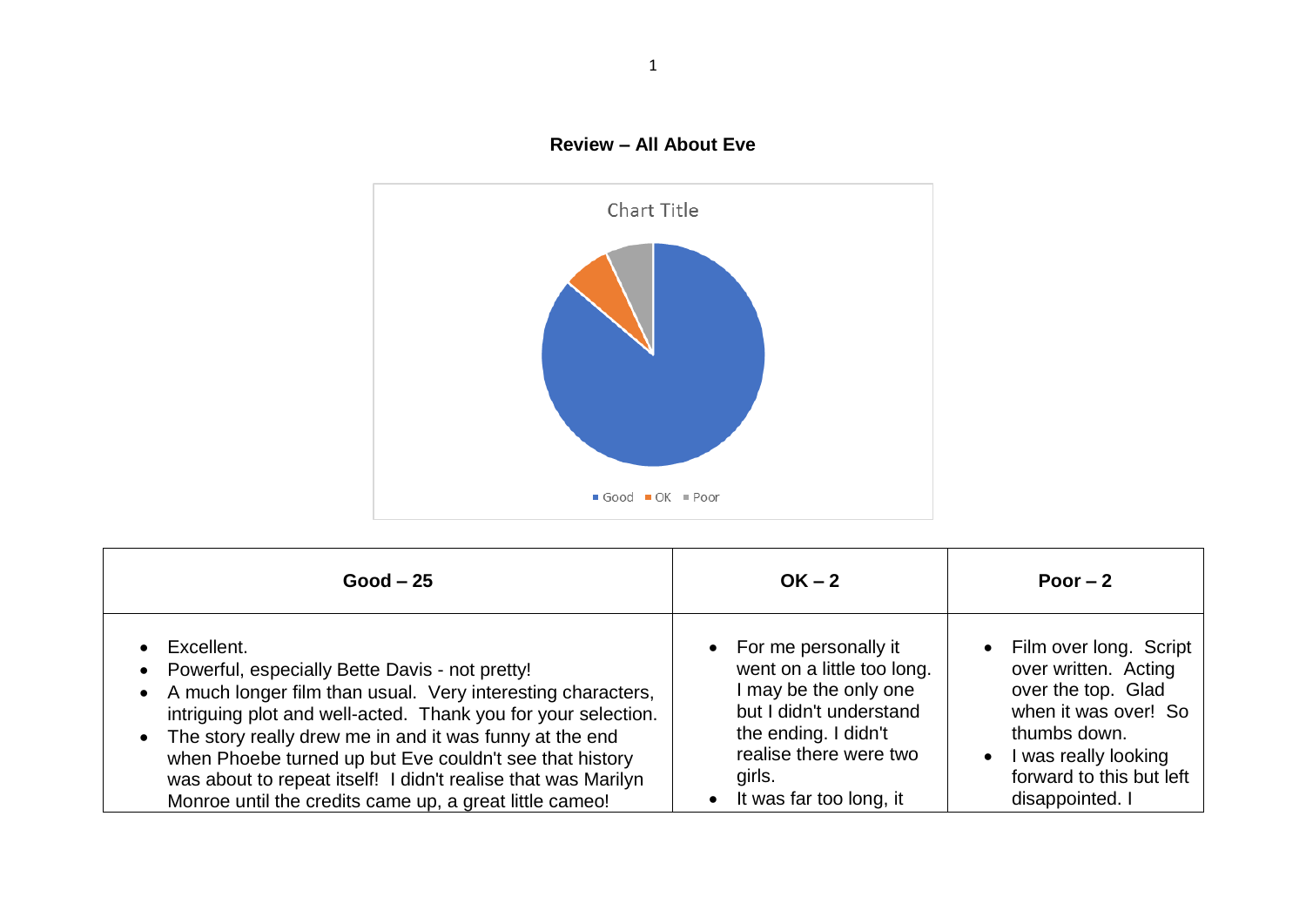**Review – All About Eve**

Chart Title

Good ■ OK ■ Poor

| Good – 25 | OK – 2 | Poor – 2 |
|---|---|---|
| • Excellent.<br>• Powerful, especially Bette Davis - not pretty!<br>• A much longer film than usual. Very interesting characters, intriguing plot and well-acted. Thank you for your selection.<br>• The story really drew me in and it was funny at the end when Phoebe turned up but Eve couldn't see that history was about to repeat itself! I didn't realise that was Marilyn Monroe until the credits came up, a great little cameo! | • For me personally it went on a little too long. I may be the only one but I didn't understand the ending. I didn't realise there were two girls.<br>• It was far too long, it | • Film over long. Script over written. Acting over the top. Glad when it was over! So thumbs down.<br>• I was really looking forward to this but left disappointed. I |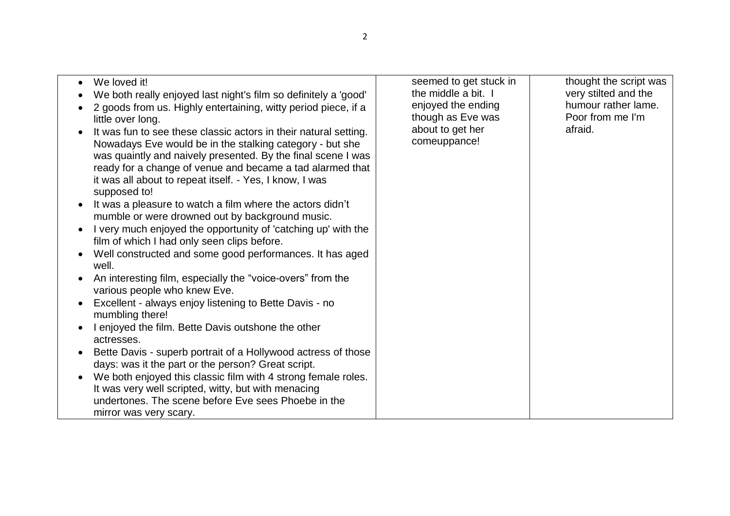| | | |
|---|---|---|
| • We loved it!<br>• We both really enjoyed last night's film so definitely a 'good'<br>• 2 goods from us. Highly entertaining, witty period piece, if a little over long.<br>• It was fun to see these classic actors in their natural setting. Nowadays Eve would be in the stalking category - but she was quaintly and naively presented. By the final scene I was ready for a change of venue and became a tad alarmed that it was all about to repeat itself. - Yes, I know, I was supposed to!<br>• It was a pleasure to watch a film where the actors didn't mumble or were drowned out by background music.<br>• I very much enjoyed the opportunity of 'catching up' with the film of which I had only seen clips before.<br>• Well constructed and some good performances. It has aged well.<br>• An interesting film, especially the "voice-overs" from the various people who knew Eve.<br>• Excellent - always enjoy listening to Bette Davis - no mumbling there!<br>• I enjoyed the film. Bette Davis outshone the other actresses.<br>• Bette Davis - superb portrait of a Hollywood actress of those days: was it the part or the person? Great script.<br>• We both enjoyed this classic film with 4 strong female roles. It was very well scripted, witty, but with menacing undertones. The scene before Eve sees Phoebe in the mirror was very scary. | seemed to get stuck in the middle a bit. I enjoyed the ending though as Eve was about to get her comeuppance! | thought the script was very stilted and the humour rather lame. Poor from me I'm afraid. |